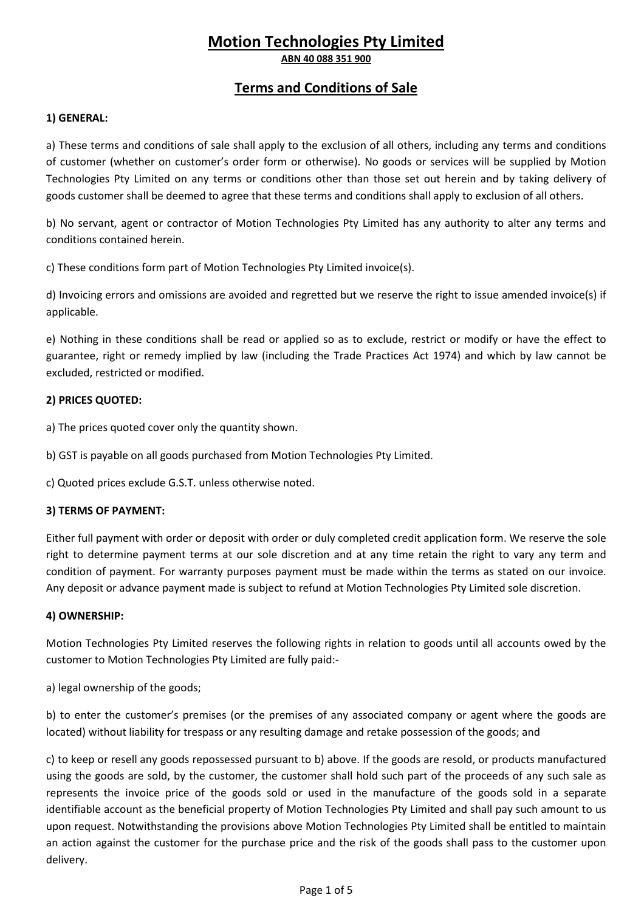# Motion Technologies Pty Limited

**ABN 40 088 351 900**

## Terms and Conditions of Sale

**1) GENERAL:**

a) These terms and conditions of sale shall apply to the exclusion of all others, including any terms and conditions of customer (whether on customer's order form or otherwise). No goods or services will be supplied by Motion Technologies Pty Limited on any terms or conditions other than those set out herein and by taking delivery of goods customer shall be deemed to agree that these terms and conditions shall apply to exclusion of all others.

b) No servant, agent or contractor of Motion Technologies Pty Limited has any authority to alter any terms and conditions contained herein.

c) These conditions form part of Motion Technologies Pty Limited invoice(s).

d) Invoicing errors and omissions are avoided and regretted but we reserve the right to issue amended invoice(s) if applicable.

e) Nothing in these conditions shall be read or applied so as to exclude, restrict or modify or have the effect to guarantee, right or remedy implied by law (including the Trade Practices Act 1974) and which by law cannot be excluded, restricted or modified.

**2) PRICES QUOTED:**

a) The prices quoted cover only the quantity shown.

b) GST is payable on all goods purchased from Motion Technologies Pty Limited.

c) Quoted prices exclude G.S.T. unless otherwise noted.

**3) TERMS OF PAYMENT:**

Either full payment with order or deposit with order or duly completed credit application form. We reserve the sole right to determine payment terms at our sole discretion and at any time retain the right to vary any term and condition of payment. For warranty purposes payment must be made within the terms as stated on our invoice. Any deposit or advance payment made is subject to refund at Motion Technologies Pty Limited sole discretion.

**4) OWNERSHIP:**

Motion Technologies Pty Limited reserves the following rights in relation to goods until all accounts owed by the customer to Motion Technologies Pty Limited are fully paid:-

a) legal ownership of the goods;

b) to enter the customer's premises (or the premises of any associated company or agent where the goods are located) without liability for trespass or any resulting damage and retake possession of the goods; and

c) to keep or resell any goods repossessed pursuant to b) above. If the goods are resold, or products manufactured using the goods are sold, by the customer, the customer shall hold such part of the proceeds of any such sale as represents the invoice price of the goods sold or used in the manufacture of the goods sold in a separate identifiable account as the beneficial property of Motion Technologies Pty Limited and shall pay such amount to us upon request. Notwithstanding the provisions above Motion Technologies Pty Limited shall be entitled to maintain an action against the customer for the purchase price and the risk of the goods shall pass to the customer upon delivery.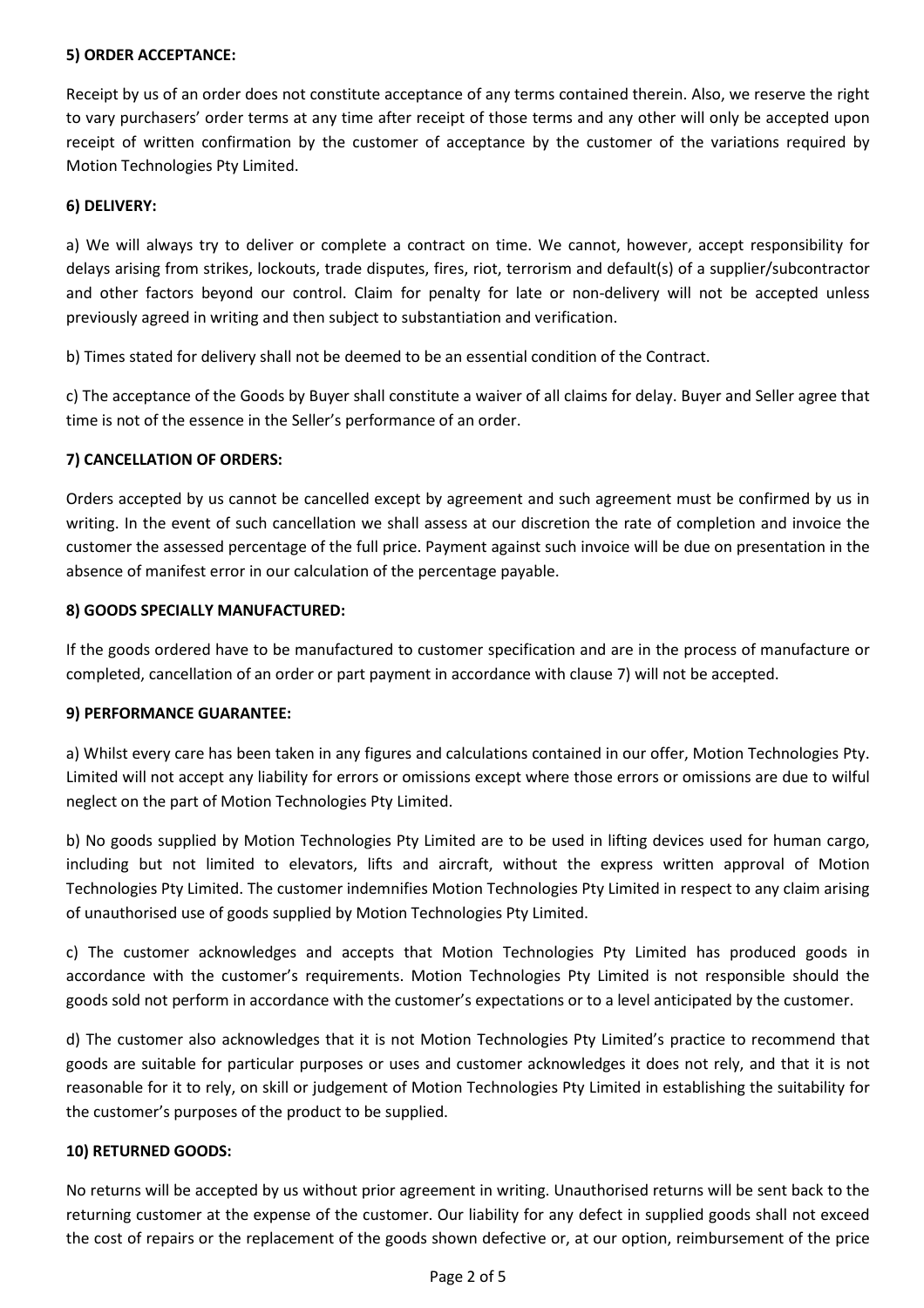**5) ORDER ACCEPTANCE:**

Receipt by us of an order does not constitute acceptance of any terms contained therein. Also, we reserve the right to vary purchasers' order terms at any time after receipt of those terms and any other will only be accepted upon receipt of written confirmation by the customer of acceptance by the customer of the variations required by Motion Technologies Pty Limited.

**6) DELIVERY:**

a) We will always try to deliver or complete a contract on time. We cannot, however, accept responsibility for delays arising from strikes, lockouts, trade disputes, fires, riot, terrorism and default(s) of a supplier/subcontractor and other factors beyond our control. Claim for penalty for late or non-delivery will not be accepted unless previously agreed in writing and then subject to substantiation and verification.

b) Times stated for delivery shall not be deemed to be an essential condition of the Contract.

c) The acceptance of the Goods by Buyer shall constitute a waiver of all claims for delay. Buyer and Seller agree that time is not of the essence in the Seller's performance of an order.

**7) CANCELLATION OF ORDERS:**

Orders accepted by us cannot be cancelled except by agreement and such agreement must be confirmed by us in writing. In the event of such cancellation we shall assess at our discretion the rate of completion and invoice the customer the assessed percentage of the full price. Payment against such invoice will be due on presentation in the absence of manifest error in our calculation of the percentage payable.

**8) GOODS SPECIALLY MANUFACTURED:**

If the goods ordered have to be manufactured to customer specification and are in the process of manufacture or completed, cancellation of an order or part payment in accordance with clause 7) will not be accepted.

**9) PERFORMANCE GUARANTEE:**

a) Whilst every care has been taken in any figures and calculations contained in our offer, Motion Technologies Pty. Limited will not accept any liability for errors or omissions except where those errors or omissions are due to wilful neglect on the part of Motion Technologies Pty Limited.

b) No goods supplied by Motion Technologies Pty Limited are to be used in lifting devices used for human cargo, including but not limited to elevators, lifts and aircraft, without the express written approval of Motion Technologies Pty Limited. The customer indemnifies Motion Technologies Pty Limited in respect to any claim arising of unauthorised use of goods supplied by Motion Technologies Pty Limited.

c) The customer acknowledges and accepts that Motion Technologies Pty Limited has produced goods in accordance with the customer's requirements. Motion Technologies Pty Limited is not responsible should the goods sold not perform in accordance with the customer's expectations or to a level anticipated by the customer.

d) The customer also acknowledges that it is not Motion Technologies Pty Limited's practice to recommend that goods are suitable for particular purposes or uses and customer acknowledges it does not rely, and that it is not reasonable for it to rely, on skill or judgement of Motion Technologies Pty Limited in establishing the suitability for the customer's purposes of the product to be supplied.

**10) RETURNED GOODS:**

No returns will be accepted by us without prior agreement in writing. Unauthorised returns will be sent back to the returning customer at the expense of the customer. Our liability for any defect in supplied goods shall not exceed the cost of repairs or the replacement of the goods shown defective or, at our option, reimbursement of the price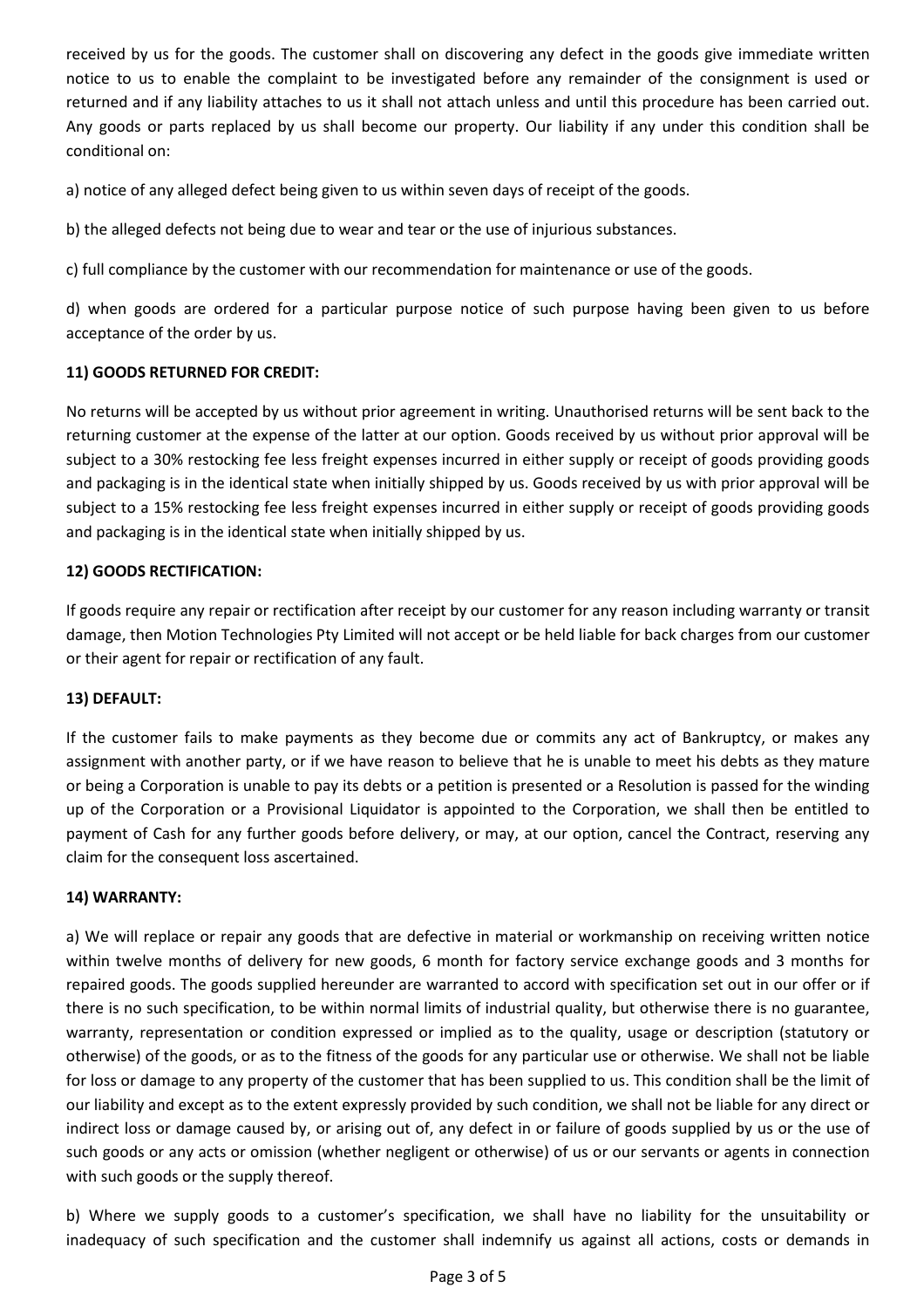received by us for the goods. The customer shall on discovering any defect in the goods give immediate written notice to us to enable the complaint to be investigated before any remainder of the consignment is used or returned and if any liability attaches to us it shall not attach unless and until this procedure has been carried out. Any goods or parts replaced by us shall become our property. Our liability if any under this condition shall be conditional on:

a) notice of any alleged defect being given to us within seven days of receipt of the goods.

b) the alleged defects not being due to wear and tear or the use of injurious substances.

c) full compliance by the customer with our recommendation for maintenance or use of the goods.

d) when goods are ordered for a particular purpose notice of such purpose having been given to us before acceptance of the order by us.

**11) GOODS RETURNED FOR CREDIT:**

No returns will be accepted by us without prior agreement in writing. Unauthorised returns will be sent back to the returning customer at the expense of the latter at our option. Goods received by us without prior approval will be subject to a 30% restocking fee less freight expenses incurred in either supply or receipt of goods providing goods and packaging is in the identical state when initially shipped by us. Goods received by us with prior approval will be subject to a 15% restocking fee less freight expenses incurred in either supply or receipt of goods providing goods and packaging is in the identical state when initially shipped by us.

**12) GOODS RECTIFICATION:**

If goods require any repair or rectification after receipt by our customer for any reason including warranty or transit damage, then Motion Technologies Pty Limited will not accept or be held liable for back charges from our customer or their agent for repair or rectification of any fault.

**13) DEFAULT:**

If the customer fails to make payments as they become due or commits any act of Bankruptcy, or makes any assignment with another party, or if we have reason to believe that he is unable to meet his debts as they mature or being a Corporation is unable to pay its debts or a petition is presented or a Resolution is passed for the winding up of the Corporation or a Provisional Liquidator is appointed to the Corporation, we shall then be entitled to payment of Cash for any further goods before delivery, or may, at our option, cancel the Contract, reserving any claim for the consequent loss ascertained.

**14) WARRANTY:**

a) We will replace or repair any goods that are defective in material or workmanship on receiving written notice within twelve months of delivery for new goods, 6 month for factory service exchange goods and 3 months for repaired goods. The goods supplied hereunder are warranted to accord with specification set out in our offer or if there is no such specification, to be within normal limits of industrial quality, but otherwise there is no guarantee, warranty, representation or condition expressed or implied as to the quality, usage or description (statutory or otherwise) of the goods, or as to the fitness of the goods for any particular use or otherwise. We shall not be liable for loss or damage to any property of the customer that has been supplied to us. This condition shall be the limit of our liability and except as to the extent expressly provided by such condition, we shall not be liable for any direct or indirect loss or damage caused by, or arising out of, any defect in or failure of goods supplied by us or the use of such goods or any acts or omission (whether negligent or otherwise) of us or our servants or agents in connection with such goods or the supply thereof.

b) Where we supply goods to a customer's specification, we shall have no liability for the unsuitability or inadequacy of such specification and the customer shall indemnify us against all actions, costs or demands in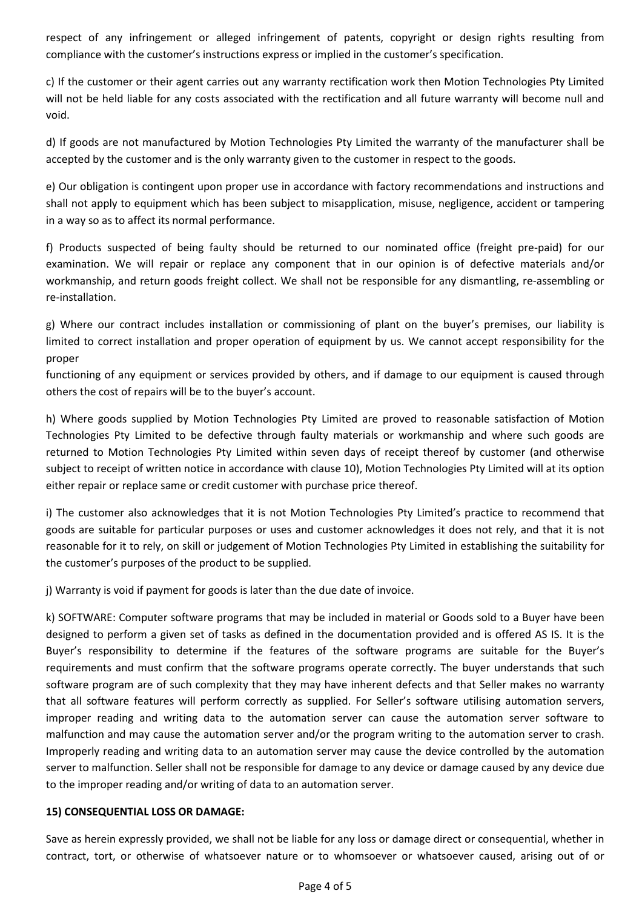respect of any infringement or alleged infringement of patents, copyright or design rights resulting from compliance with the customer's instructions express or implied in the customer's specification.

c) If the customer or their agent carries out any warranty rectification work then Motion Technologies Pty Limited will not be held liable for any costs associated with the rectification and all future warranty will become null and void.

d) If goods are not manufactured by Motion Technologies Pty Limited the warranty of the manufacturer shall be accepted by the customer and is the only warranty given to the customer in respect to the goods.

e) Our obligation is contingent upon proper use in accordance with factory recommendations and instructions and shall not apply to equipment which has been subject to misapplication, misuse, negligence, accident or tampering in a way so as to affect its normal performance.

f) Products suspected of being faulty should be returned to our nominated office (freight pre-paid) for our examination. We will repair or replace any component that in our opinion is of defective materials and/or workmanship, and return goods freight collect. We shall not be responsible for any dismantling, re-assembling or re-installation.

g) Where our contract includes installation or commissioning of plant on the buyer's premises, our liability is limited to correct installation and proper operation of equipment by us. We cannot accept responsibility for the proper
functioning of any equipment or services provided by others, and if damage to our equipment is caused through others the cost of repairs will be to the buyer's account.

h) Where goods supplied by Motion Technologies Pty Limited are proved to reasonable satisfaction of Motion Technologies Pty Limited to be defective through faulty materials or workmanship and where such goods are returned to Motion Technologies Pty Limited within seven days of receipt thereof by customer (and otherwise subject to receipt of written notice in accordance with clause 10), Motion Technologies Pty Limited will at its option either repair or replace same or credit customer with purchase price thereof.

i) The customer also acknowledges that it is not Motion Technologies Pty Limited's practice to recommend that goods are suitable for particular purposes or uses and customer acknowledges it does not rely, and that it is not reasonable for it to rely, on skill or judgement of Motion Technologies Pty Limited in establishing the suitability for the customer's purposes of the product to be supplied.

j) Warranty is void if payment for goods is later than the due date of invoice.

k) SOFTWARE: Computer software programs that may be included in material or Goods sold to a Buyer have been designed to perform a given set of tasks as defined in the documentation provided and is offered AS IS. It is the Buyer's responsibility to determine if the features of the software programs are suitable for the Buyer's requirements and must confirm that the software programs operate correctly. The buyer understands that such software program are of such complexity that they may have inherent defects and that Seller makes no warranty that all software features will perform correctly as supplied. For Seller's software utilising automation servers, improper reading and writing data to the automation server can cause the automation server software to malfunction and may cause the automation server and/or the program writing to the automation server to crash. Improperly reading and writing data to an automation server may cause the device controlled by the automation server to malfunction. Seller shall not be responsible for damage to any device or damage caused by any device due to the improper reading and/or writing of data to an automation server.

**15) CONSEQUENTIAL LOSS OR DAMAGE:**

Save as herein expressly provided, we shall not be liable for any loss or damage direct or consequential, whether in contract, tort, or otherwise of whatsoever nature or to whomsoever or whatsoever caused, arising out of or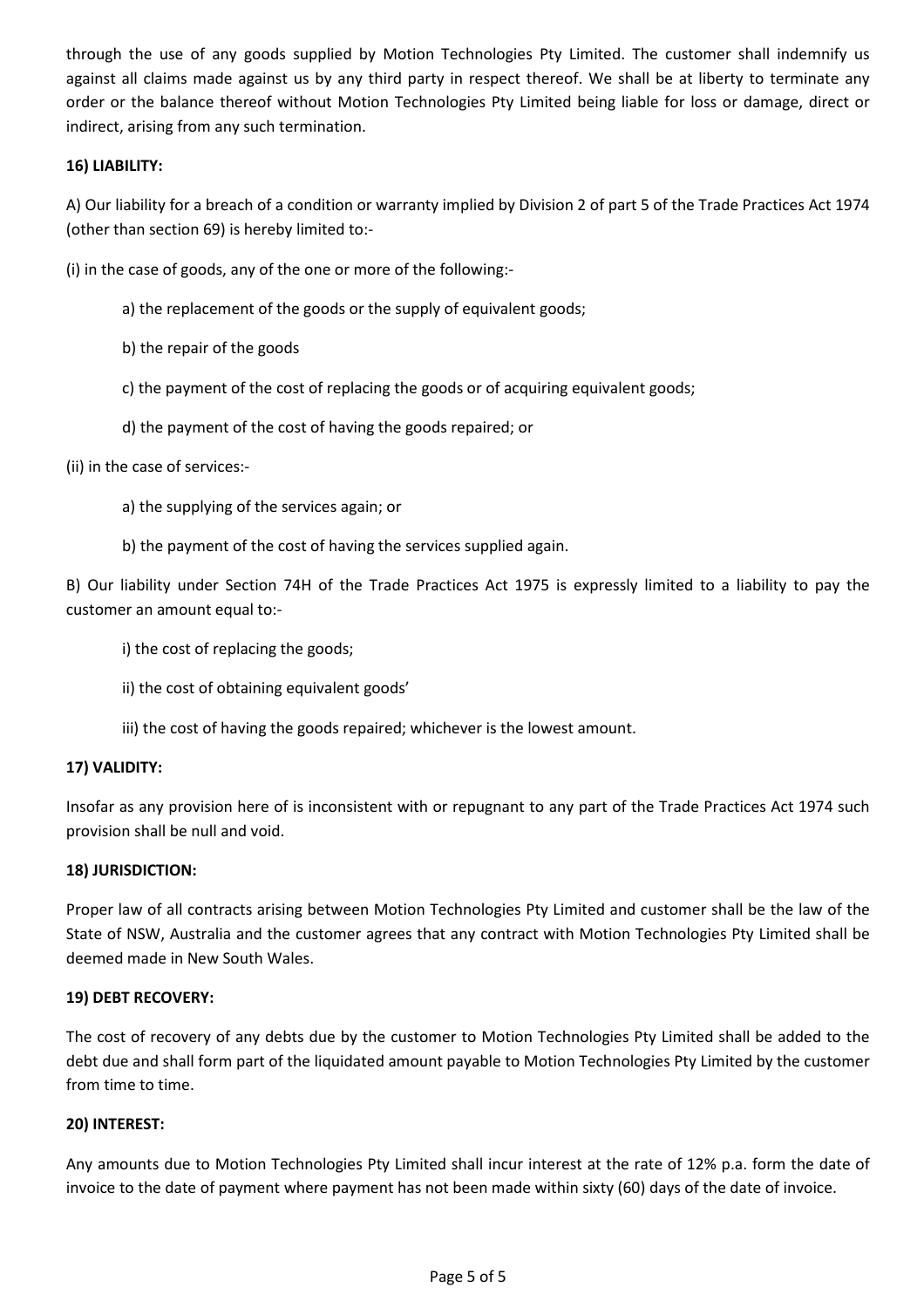through the use of any goods supplied by Motion Technologies Pty Limited. The customer shall indemnify us against all claims made against us by any third party in respect thereof. We shall be at liberty to terminate any order or the balance thereof without Motion Technologies Pty Limited being liable for loss or damage, direct or indirect, arising from any such termination.

**16) LIABILITY:**

A) Our liability for a breach of a condition or warranty implied by Division 2 of part 5 of the Trade Practices Act 1974 (other than section 69) is hereby limited to:-

(i) in the case of goods, any of the one or more of the following:-

a) the replacement of the goods or the supply of equivalent goods;

b) the repair of the goods

c) the payment of the cost of replacing the goods or of acquiring equivalent goods;

d) the payment of the cost of having the goods repaired; or

(ii) in the case of services:-

a) the supplying of the services again; or

b) the payment of the cost of having the services supplied again.

B) Our liability under Section 74H of the Trade Practices Act 1975 is expressly limited to a liability to pay the customer an amount equal to:-

i) the cost of replacing the goods;

ii) the cost of obtaining equivalent goods'

iii) the cost of having the goods repaired; whichever is the lowest amount.

**17) VALIDITY:**

Insofar as any provision here of is inconsistent with or repugnant to any part of the Trade Practices Act 1974 such provision shall be null and void.

**18) JURISDICTION:**

Proper law of all contracts arising between Motion Technologies Pty Limited and customer shall be the law of the State of NSW, Australia and the customer agrees that any contract with Motion Technologies Pty Limited shall be deemed made in New South Wales.

**19) DEBT RECOVERY:**

The cost of recovery of any debts due by the customer to Motion Technologies Pty Limited shall be added to the debt due and shall form part of the liquidated amount payable to Motion Technologies Pty Limited by the customer from time to time.

**20) INTEREST:**

Any amounts due to Motion Technologies Pty Limited shall incur interest at the rate of 12% p.a. form the date of invoice to the date of payment where payment has not been made within sixty (60) days of the date of invoice.